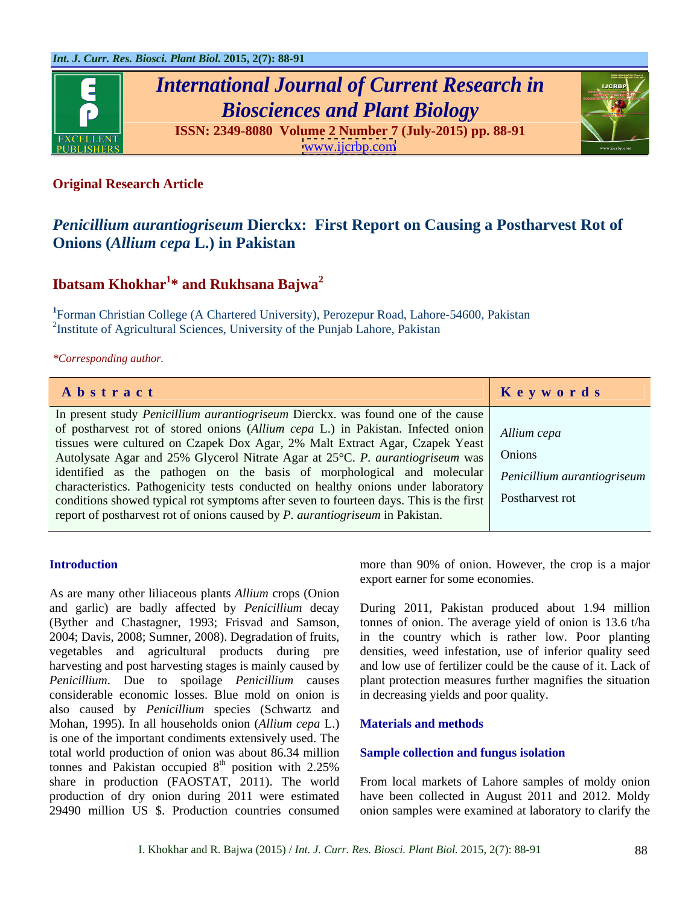**Original Research Article**

# *Penicillium aurantiogriseum* Dierckx: First Report on Causing a Postharvest Rot of Onions (*Allium cepa* L.) in Pakistan

**Ibatsam Khokhar[1]\* and Rukhsana Bajwa[2]**

[1]Forman Christian College (A Chartered University), Perozepur Road, Lahore-54600, Pakistan
[2]Institute of Agricultural Sciences, University of the Punjab Lahore, Pakistan

*\*Corresponding author.*

| Abstract | Keywords |
|---|---|
| In present study *Penicillium aurantiogriseum* Dierckx. was found one of the cause of postharvest rot of stored onions (*Allium cepa* L.) in Pakistan. Infected onion tissues were cultured on Czapek Dox Agar, 2% Malt Extract Agar, Czapek Yeast Autolysate Agar and 25% Glycerol Nitrate Agar at 25°C. *P. aurantiogriseum* was identified as the pathogen on the basis of morphological and molecular characteristics. Pathogenicity tests conducted on healthy onions under laboratory conditions showed typical rot symptoms after seven to fourteen days. This is the first report of postharvest rot of onions caused by *P. aurantiogriseum* in Pakistan. | *Allium cepa*<br>Onions<br>*Penicillium aurantiogriseum*<br>Postharvest rot |

## Introduction

As are many other liliaceous plants *Allium* crops (Onion and garlic) are badly affected by *Penicillium* decay (Byther and Chastagner, 1993; Frisvad and Samson, 2004; Davis, 2008; Sumner, 2008). Degradation of fruits, vegetables and agricultural products during pre harvesting and post harvesting stages is mainly caused by *Penicillium*. Due to spoilage *Penicillium* causes considerable economic losses. Blue mold on onion is also caused by *Penicillium* species (Schwartz and Mohan, 1995). In all households onion (*Allium cepa* L.) is one of the important condiments extensively used. The total world production of onion was about 86.34 million tonnes and Pakistan occupied 8th position with 2.25% share in production (FAOSTAT, 2011). The world production of dry onion during 2011 were estimated 29490 million US $. Production countries consumed more than 90% of onion. However, the crop is a major export earner for some economies.

During 2011, Pakistan produced about 1.94 million tonnes of onion. The average yield of onion is 13.6 t/ha in the country which is rather low. Poor planting densities, weed infestation, use of inferior quality seed and low use of fertilizer could be the cause of it. Lack of plant protection measures further magnifies the situation in decreasing yields and poor quality.

## Materials and methods

### Sample collection and fungus isolation

From local markets of Lahore samples of moldy onion have been collected in August 2011 and 2012. Moldy onion samples were examined at laboratory to clarify the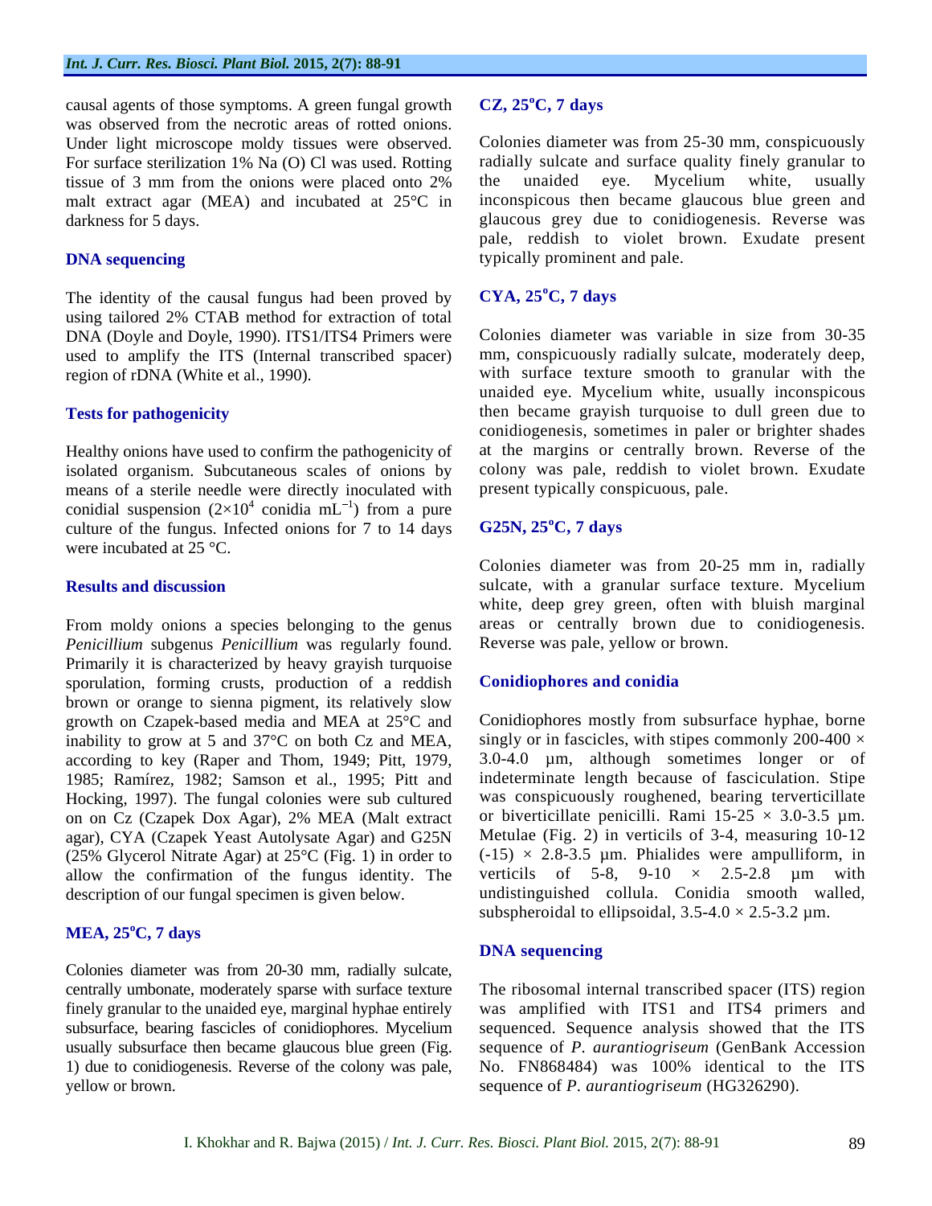causal agents of those symptoms. A green fungal growth was observed from the necrotic areas of rotted onions. Under light microscope moldy tissues were observed. For surface sterilization 1% Na (O) Cl was used. Rotting tissue of 3 mm from the onions were placed onto 2% malt extract agar (MEA) and incubated at 25°C in darkness for 5 days.

## DNA sequencing

The identity of the causal fungus had been proved by using tailored 2% CTAB method for extraction of total DNA (Doyle and Doyle, 1990). ITS1/ITS4 Primers were used to amplify the ITS (Internal transcribed spacer) region of rDNA (White et al., 1990).

## Tests for pathogenicity

Healthy onions have used to confirm the pathogenicity of isolated organism. Subcutaneous scales of onions by means of a sterile needle were directly inoculated with conidial suspension ($2\times10^4$ conidia $mL^{-1}$) from a pure culture of the fungus. Infected onions for 7 to 14 days were incubated at 25 °C.

## Results and discussion

From moldy onions a species belonging to the genus *Penicillium* subgenus *Penicillium* was regularly found. Primarily it is characterized by heavy grayish turquoise sporulation, forming crusts, production of a reddish brown or orange to sienna pigment, its relatively slow growth on Czapek-based media and MEA at 25°C and inability to grow at 5 and 37°C on both Cz and MEA, according to key (Raper and Thom, 1949; Pitt, 1979, 1985; Ramírez, 1982; Samson et al., 1995; Pitt and Hocking, 1997). The fungal colonies were sub cultured on on Cz (Czapek Dox Agar), 2% MEA (Malt extract agar), CYA (Czapek Yeast Autolysate Agar) and G25N (25% Glycerol Nitrate Agar) at 25°C (Fig. 1) in order to allow the confirmation of the fungus identity. The description of our fungal specimen is given below.

### MEA, 25°C, 7 days

Colonies diameter was from 20-30 mm, radially sulcate, centrally umbonate, moderately sparse with surface texture finely granular to the unaided eye, marginal hyphae entirely subsurface, bearing fascicles of conidiophores. Mycelium usually subsurface then became glaucous blue green (Fig. 1) due to conidiogenesis. Reverse of the colony was pale, yellow or brown.

### CZ, 25°C, 7 days

Colonies diameter was from 25-30 mm, conspicuously radially sulcate and surface quality finely granular to the unaided eye. Mycelium white, usually inconspicous then became glaucous blue green and glaucous grey due to conidiogenesis. Reverse was pale, reddish to violet brown. Exudate present typically prominent and pale.

### CYA, 25°C, 7 days

Colonies diameter was variable in size from 30-35 mm, conspicuously radially sulcate, moderately deep, with surface texture smooth to granular with the unaided eye. Mycelium white, usually inconspicous then became grayish turquoise to dull green due to conidiogenesis, sometimes in paler or brighter shades at the margins or centrally brown. Reverse of the colony was pale, reddish to violet brown. Exudate present typically conspicuous, pale.

### G25N, 25°C, 7 days

Colonies diameter was from 20-25 mm in, radially sulcate, with a granular surface texture. Mycelium white, deep grey green, often with bluish marginal areas or centrally brown due to conidiogenesis. Reverse was pale, yellow or brown.

### Conidiophores and conidia

Conidiophores mostly from subsurface hyphae, borne singly or in fascicles, with stipes commonly 200-400 × 3.0-4.0 µm, although sometimes longer or of indeterminate length because of fasciculation. Stipe was conspicuously roughened, bearing terverticillate or biverticillate penicilli. Rami 15-25 × 3.0-3.5 µm. Metulae (Fig. 2) in verticils of 3-4, measuring 10-12 (-15) × 2.8-3.5 µm. Phialides were ampulliform, in verticils of 5-8, 9-10 × 2.5-2.8 µm with undistinguished collula. Conidia smooth walled, subspheroidal to ellipsoidal, 3.5-4.0 × 2.5-3.2 µm.

### DNA sequencing

The ribosomal internal transcribed spacer (ITS) region was amplified with ITS1 and ITS4 primers and sequenced. Sequence analysis showed that the ITS sequence of *P. aurantiogriseum* (GenBank Accession No. FN868484) was 100% identical to the ITS sequence of *P. aurantiogriseum* (HG326290).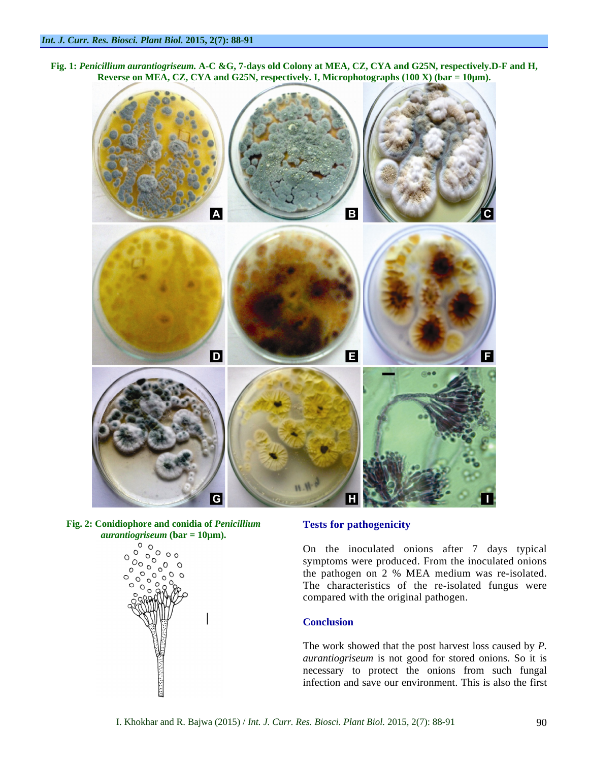**Fig. 1:** ***Penicillium aurantiogriseum.*** **A-C &G, 7-days old Colony at MEA, CZ, CYA and G25N, respectively.D-F and H, Reverse on MEA, CZ, CYA and G25N, respectively. I, Microphotographs (100 X) (bar = 10µm).**

**Fig. 2: Conidiophore and conidia of** ***Penicillium aurantiogriseum*** **(bar = 10µm).**

## Tests for pathogenicity

On the inoculated onions after 7 days typical symptoms were produced. From the inoculated onions the pathogen on 2 % MEA medium was re-isolated. The characteristics of the re-isolated fungus were compared with the original pathogen.

## Conclusion

The work showed that the post harvest loss caused by *P. aurantiogriseum* is not good for stored onions. So it is necessary to protect the onions from such fungal infection and save our environment. This is also the first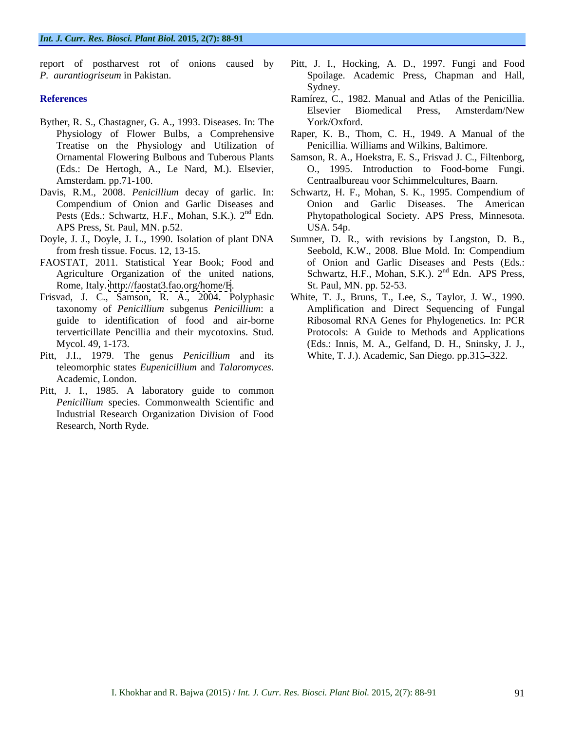report of postharvest rot of onions caused by *P. aurantiogriseum* in Pakistan.

## References

Byther, R. S., Chastagner, G. A., 1993. Diseases. In: The Physiology of Flower Bulbs, a Comprehensive Treatise on the Physiology and Utilization of Ornamental Flowering Bulbous and Tuberous Plants (Eds.: De Hertogh, A., Le Nard, M.). Elsevier, Amsterdam. pp.71-100.

Davis, R.M., 2008. *Penicillium* decay of garlic. In: Compendium of Onion and Garlic Diseases and Pests (Eds.: Schwartz, H.F., Mohan, S.K.). 2nd Edn. APS Press, St. Paul, MN. p.52.

Doyle, J. J., Doyle, J. L., 1990. Isolation of plant DNA from fresh tissue. Focus. 12, 13-15.

FAOSTAT, 2011. Statistical Year Book; Food and Agriculture Organization of the united nations, Rome, Italy. http://faostat3.fao.org/home/E.

Frisvad, J. C., Samson, R. A., 2004. Polyphasic taxonomy of *Penicillium* subgenus *Penicillium*: a guide to identification of food and air-borne terverticillate Pencillia and their mycotoxins. Stud. Mycol. 49, 1-173.

Pitt, J.I., 1979. The genus *Penicillium* and its teleomorphic states *Eupenicillium* and *Talaromyces*. Academic, London.

Pitt, J. I., 1985. A laboratory guide to common *Penicillium* species. Commonwealth Scientific and Industrial Research Organization Division of Food Research, North Ryde.

Pitt, J. I., Hocking, A. D., 1997. Fungi and Food Spoilage. Academic Press, Chapman and Hall, Sydney.

Ramírez, C., 1982. Manual and Atlas of the Penicillia. Elsevier Biomedical Press, Amsterdam/New York/Oxford.

Raper, K. B., Thom, C. H., 1949. A Manual of the Penicillia. Williams and Wilkins, Baltimore.

Samson, R. A., Hoekstra, E. S., Frisvad J. C., Filtenborg, O., 1995. Introduction to Food-borne Fungi. Centraalbureau voor Schimmelcultures, Baarn.

Schwartz, H. F., Mohan, S. K., 1995. Compendium of Onion and Garlic Diseases. The American Phytopathological Society. APS Press, Minnesota. USA. 54p.

Sumner, D. R., with revisions by Langston, D. B., Seebold, K.W., 2008. Blue Mold. In: Compendium of Onion and Garlic Diseases and Pests (Eds.: Schwartz, H.F., Mohan, S.K.). 2nd Edn. APS Press, St. Paul, MN. pp. 52-53.

White, T. J., Bruns, T., Lee, S., Taylor, J. W., 1990. Amplification and Direct Sequencing of Fungal Ribosomal RNA Genes for Phylogenetics. In: PCR Protocols: A Guide to Methods and Applications (Eds.: Innis, M. A., Gelfand, D. H., Sninsky, J. J., White, T. J.). Academic, San Diego. pp.315–322.